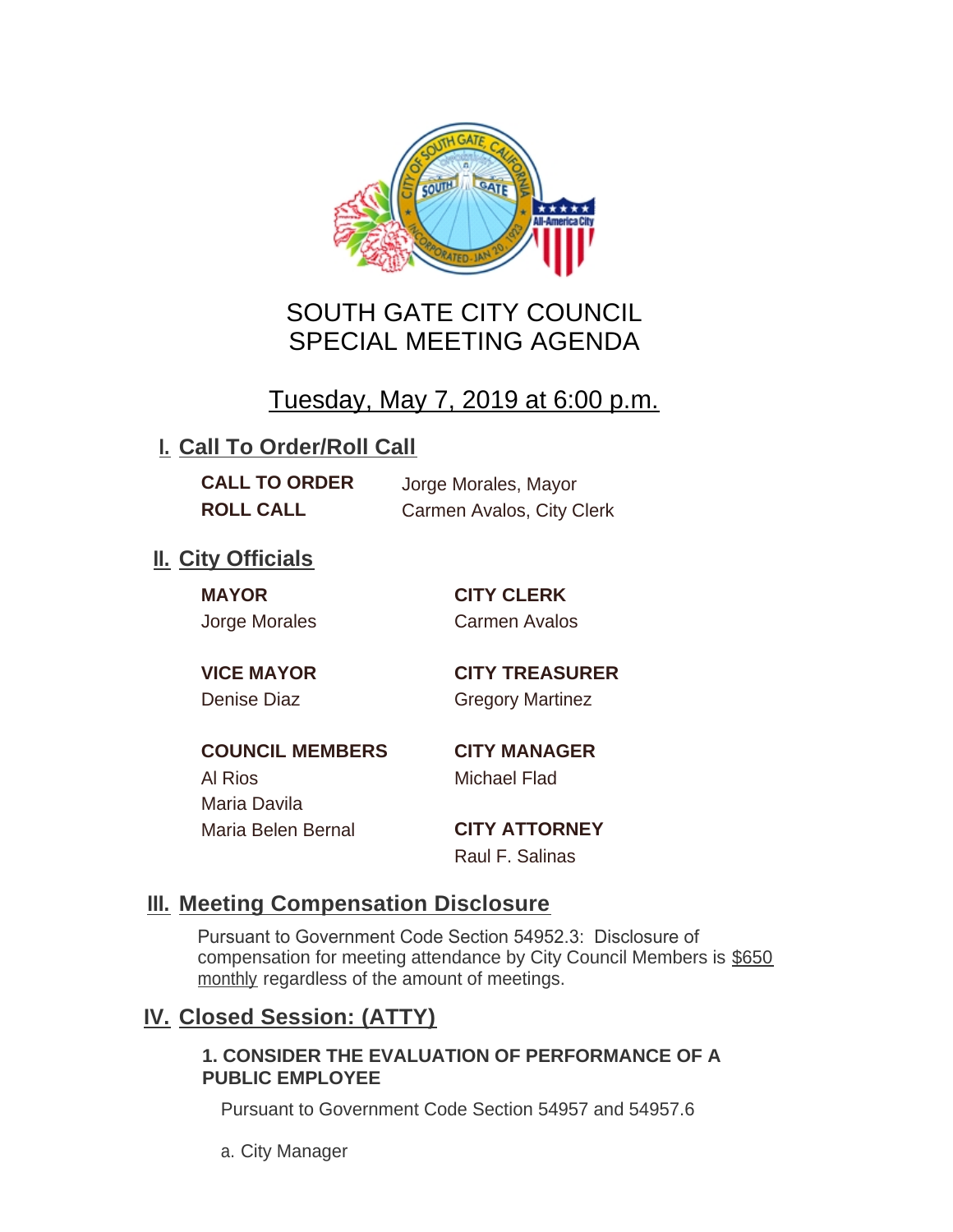# SOUTH GATE CITY COUNCIL
# SPECIAL MEETING AGENDA

## Tuesday, May 7, 2019 at 6:00 p.m.

## I. Call To Order/Roll Call

**CALL TO ORDER** Jorge Morales, Mayor

**ROLL CALL** Carmen Avalos, City Clerk

## II. City Officials

**MAYOR**
Jorge Morales

**VICE MAYOR**
Denise Diaz

**COUNCIL MEMBERS**
Al Rios
Maria Davila
Maria Belen Bernal

**CITY CLERK**
Carmen Avalos

**CITY TREASURER**
Gregory Martinez

**CITY MANAGER**
Michael Flad

**CITY ATTORNEY**
Raul F. Salinas

## III. Meeting Compensation Disclosure

Pursuant to Government Code Section 54952.3: Disclosure of compensation for meeting attendance by City Council Members is $650 monthly regardless of the amount of meetings.

## IV. Closed Session: (ATTY)

**1. CONSIDER THE EVALUATION OF PERFORMANCE OF A PUBLIC EMPLOYEE**

Pursuant to Government Code Section 54957 and 54957.6

a. City Manager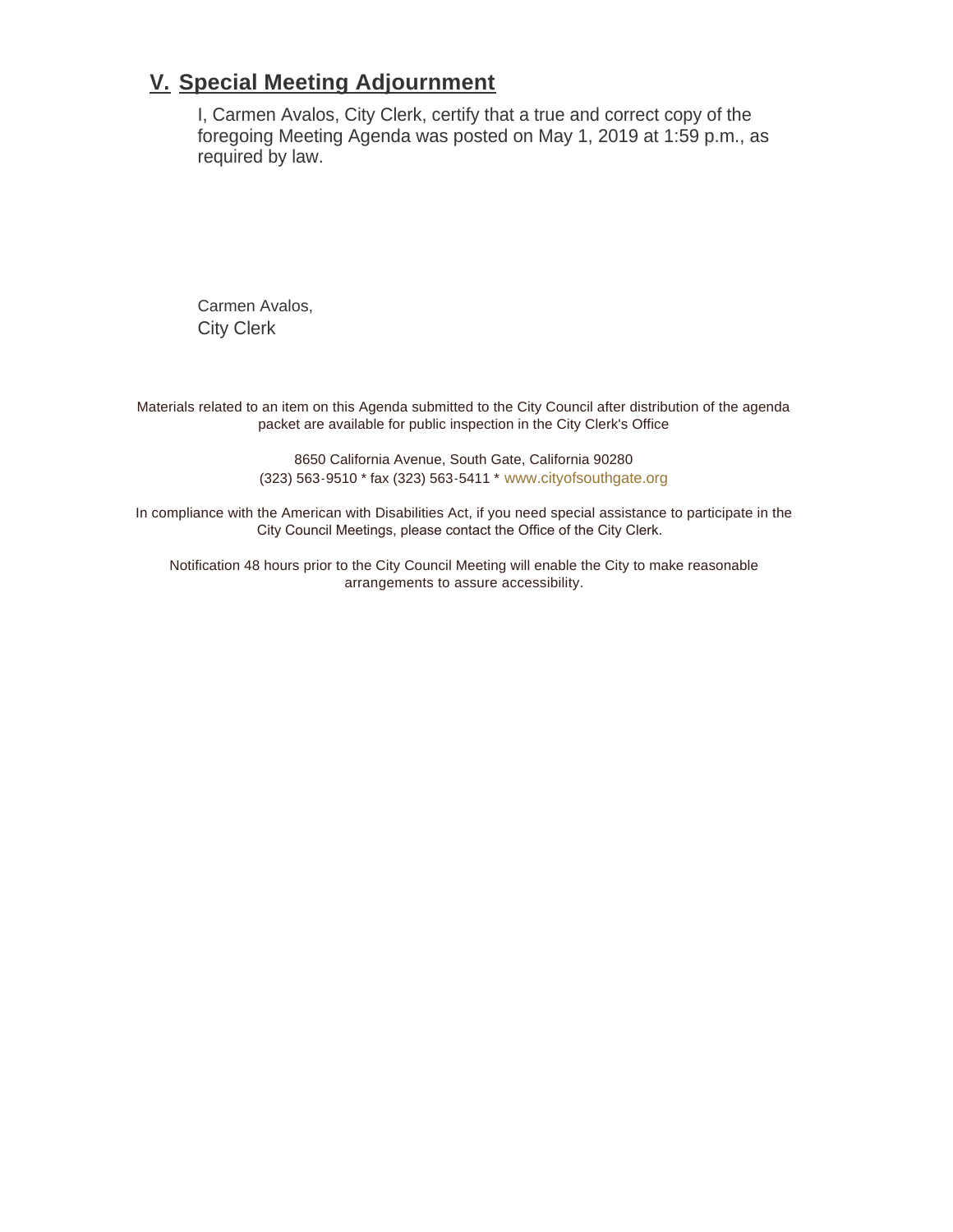## V. Special Meeting Adjournment

I, Carmen Avalos, City Clerk, certify that a true and correct copy of the foregoing Meeting Agenda was posted on May 1, 2019 at 1:59 p.m., as required by law.

Carmen Avalos,
City Clerk

Materials related to an item on this Agenda submitted to the City Council after distribution of the agenda packet are available for public inspection in the City Clerk's Office

8650 California Avenue, South Gate, California 90280
(323) 563-9510 * fax (323) 563-5411 * www.cityofsouthgate.org

In compliance with the American with Disabilities Act, if you need special assistance to participate in the City Council Meetings, please contact the Office of the City Clerk.

Notification 48 hours prior to the City Council Meeting will enable the City to make reasonable arrangements to assure accessibility.